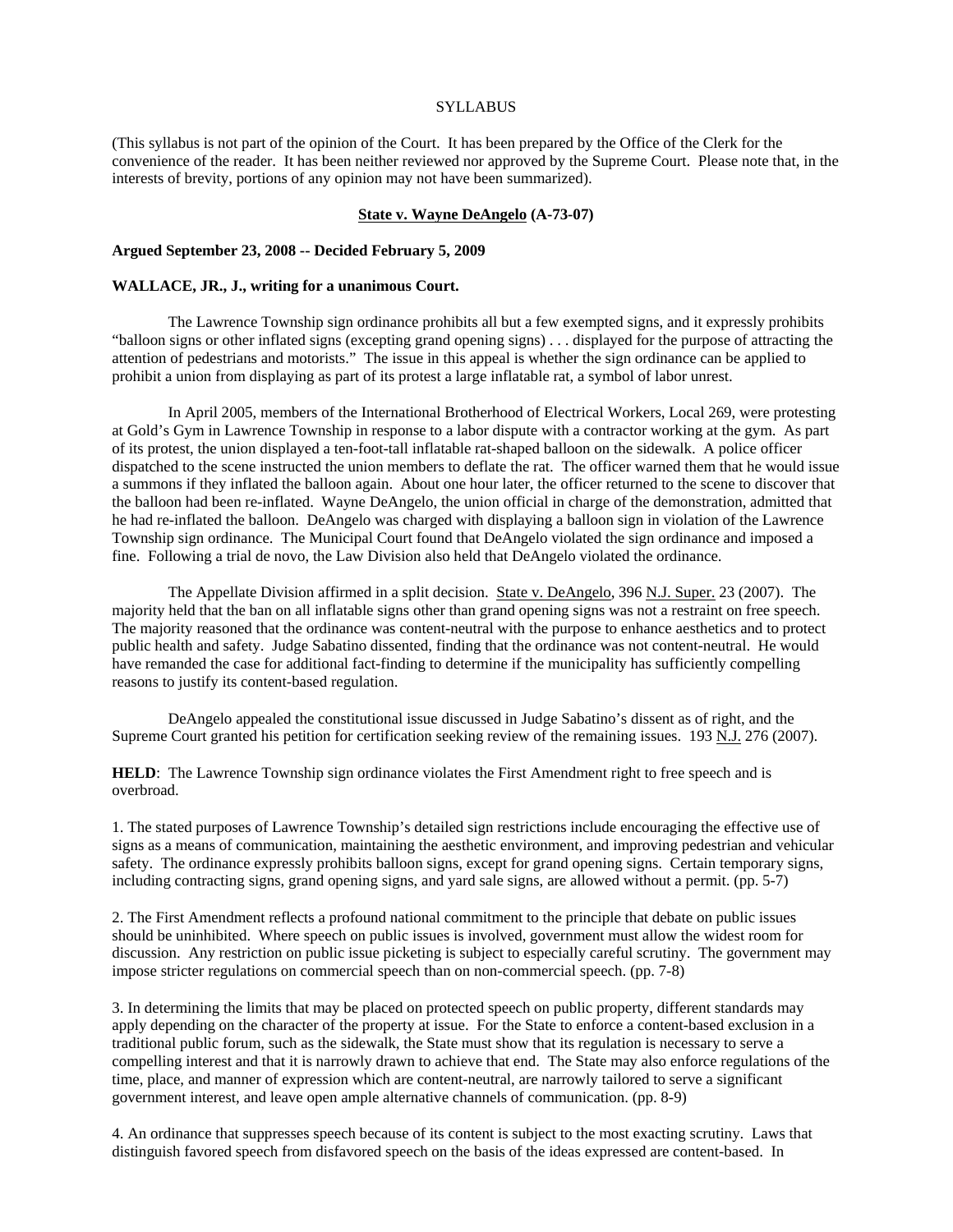SYLLABUS

(This syllabus is not part of the opinion of the Court. It has been prepared by the Office of the Clerk for the convenience of the reader. It has been neither reviewed nor approved by the Supreme Court. Please note that, in the interests of brevity, portions of any opinion may not have been summarized).

**State v. Wayne DeAngelo (A-73-07)**

**Argued September 23, 2008 -- Decided February 5, 2009**

**WALLACE, JR., J., writing for a unanimous Court.**

The Lawrence Township sign ordinance prohibits all but a few exempted signs, and it expressly prohibits "balloon signs or other inflated signs (excepting grand opening signs) . . . displayed for the purpose of attracting the attention of pedestrians and motorists." The issue in this appeal is whether the sign ordinance can be applied to prohibit a union from displaying as part of its protest a large inflatable rat, a symbol of labor unrest.

In April 2005, members of the International Brotherhood of Electrical Workers, Local 269, were protesting at Gold's Gym in Lawrence Township in response to a labor dispute with a contractor working at the gym. As part of its protest, the union displayed a ten-foot-tall inflatable rat-shaped balloon on the sidewalk. A police officer dispatched to the scene instructed the union members to deflate the rat. The officer warned them that he would issue a summons if they inflated the balloon again. About one hour later, the officer returned to the scene to discover that the balloon had been re-inflated. Wayne DeAngelo, the union official in charge of the demonstration, admitted that he had re-inflated the balloon. DeAngelo was charged with displaying a balloon sign in violation of the Lawrence Township sign ordinance. The Municipal Court found that DeAngelo violated the sign ordinance and imposed a fine. Following a trial de novo, the Law Division also held that DeAngelo violated the ordinance.

The Appellate Division affirmed in a split decision. State v. DeAngelo, 396 N.J. Super. 23 (2007). The majority held that the ban on all inflatable signs other than grand opening signs was not a restraint on free speech. The majority reasoned that the ordinance was content-neutral with the purpose to enhance aesthetics and to protect public health and safety. Judge Sabatino dissented, finding that the ordinance was not content-neutral. He would have remanded the case for additional fact-finding to determine if the municipality has sufficiently compelling reasons to justify its content-based regulation.

DeAngelo appealed the constitutional issue discussed in Judge Sabatino's dissent as of right, and the Supreme Court granted his petition for certification seeking review of the remaining issues. 193 N.J. 276 (2007).

**HELD**: The Lawrence Township sign ordinance violates the First Amendment right to free speech and is overbroad.

1. The stated purposes of Lawrence Township's detailed sign restrictions include encouraging the effective use of signs as a means of communication, maintaining the aesthetic environment, and improving pedestrian and vehicular safety. The ordinance expressly prohibits balloon signs, except for grand opening signs. Certain temporary signs, including contracting signs, grand opening signs, and yard sale signs, are allowed without a permit. (pp. 5-7)

2. The First Amendment reflects a profound national commitment to the principle that debate on public issues should be uninhibited. Where speech on public issues is involved, government must allow the widest room for discussion. Any restriction on public issue picketing is subject to especially careful scrutiny. The government may impose stricter regulations on commercial speech than on non-commercial speech. (pp. 7-8)

3. In determining the limits that may be placed on protected speech on public property, different standards may apply depending on the character of the property at issue. For the State to enforce a content-based exclusion in a traditional public forum, such as the sidewalk, the State must show that its regulation is necessary to serve a compelling interest and that it is narrowly drawn to achieve that end. The State may also enforce regulations of the time, place, and manner of expression which are content-neutral, are narrowly tailored to serve a significant government interest, and leave open ample alternative channels of communication. (pp. 8-9)

4. An ordinance that suppresses speech because of its content is subject to the most exacting scrutiny. Laws that distinguish favored speech from disfavored speech on the basis of the ideas expressed are content-based. In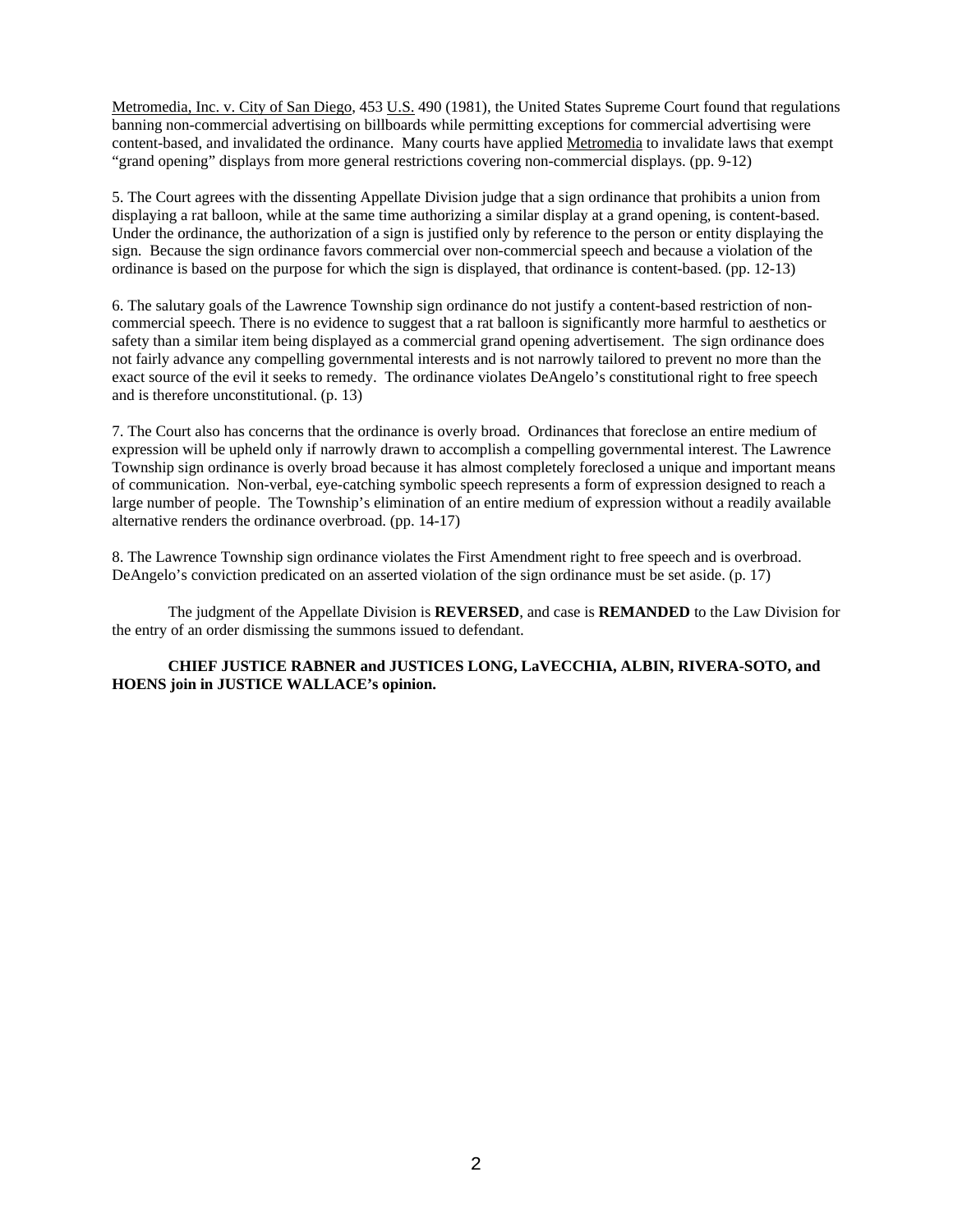Metromedia, Inc. v. City of San Diego, 453 U.S. 490 (1981), the United States Supreme Court found that regulations banning non-commercial advertising on billboards while permitting exceptions for commercial advertising were content-based, and invalidated the ordinance. Many courts have applied Metromedia to invalidate laws that exempt "grand opening" displays from more general restrictions covering non-commercial displays. (pp. 9-12)

5. The Court agrees with the dissenting Appellate Division judge that a sign ordinance that prohibits a union from displaying a rat balloon, while at the same time authorizing a similar display at a grand opening, is content-based. Under the ordinance, the authorization of a sign is justified only by reference to the person or entity displaying the sign. Because the sign ordinance favors commercial over non-commercial speech and because a violation of the ordinance is based on the purpose for which the sign is displayed, that ordinance is content-based. (pp. 12-13)

6. The salutary goals of the Lawrence Township sign ordinance do not justify a content-based restriction of non-commercial speech. There is no evidence to suggest that a rat balloon is significantly more harmful to aesthetics or safety than a similar item being displayed as a commercial grand opening advertisement. The sign ordinance does not fairly advance any compelling governmental interests and is not narrowly tailored to prevent no more than the exact source of the evil it seeks to remedy. The ordinance violates DeAngelo's constitutional right to free speech and is therefore unconstitutional. (p. 13)

7. The Court also has concerns that the ordinance is overly broad. Ordinances that foreclose an entire medium of expression will be upheld only if narrowly drawn to accomplish a compelling governmental interest. The Lawrence Township sign ordinance is overly broad because it has almost completely foreclosed a unique and important means of communication. Non-verbal, eye-catching symbolic speech represents a form of expression designed to reach a large number of people. The Township's elimination of an entire medium of expression without a readily available alternative renders the ordinance overbroad. (pp. 14-17)

8. The Lawrence Township sign ordinance violates the First Amendment right to free speech and is overbroad. DeAngelo's conviction predicated on an asserted violation of the sign ordinance must be set aside. (p. 17)

The judgment of the Appellate Division is **REVERSED**, and case is **REMANDED** to the Law Division for the entry of an order dismissing the summons issued to defendant.

**CHIEF JUSTICE RABNER and JUSTICES LONG, LaVECCHIA, ALBIN, RIVERA-SOTO, and HOENS join in JUSTICE WALLACE's opinion.**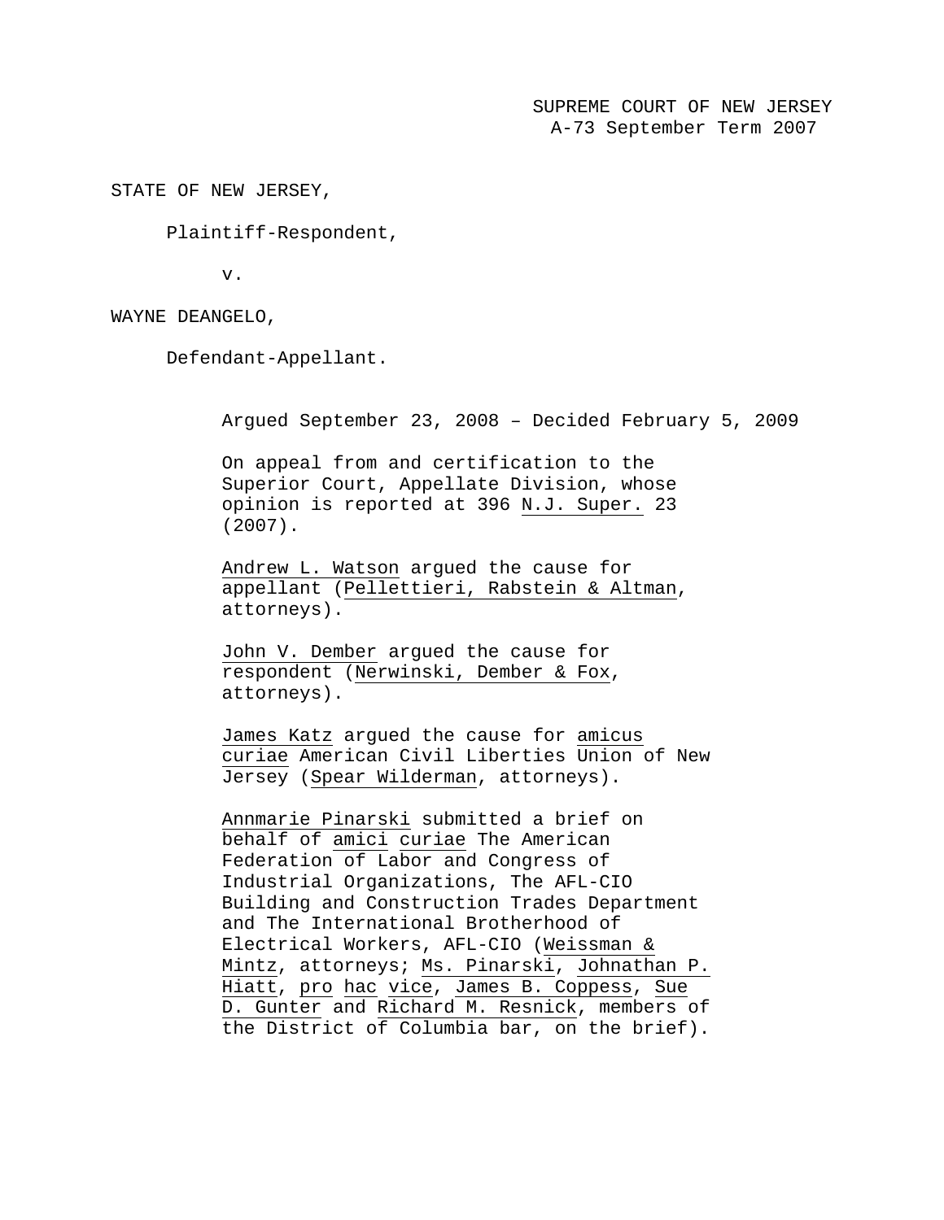SUPREME COURT OF NEW JERSEY
A-73 September Term 2007

STATE OF NEW JERSEY,

Plaintiff-Respondent,

v.

WAYNE DEANGELO,

Defendant-Appellant.

Argued September 23, 2008 – Decided February 5, 2009

On appeal from and certification to the Superior Court, Appellate Division, whose opinion is reported at 396 N.J. Super. 23 (2007).

Andrew L. Watson argued the cause for appellant (Pellettieri, Rabstein & Altman, attorneys).

John V. Dember argued the cause for respondent (Nerwinski, Dember & Fox, attorneys).

James Katz argued the cause for *amicus curiae* American Civil Liberties Union of New Jersey (Spear Wilderman, attorneys).

Annmarie Pinarski submitted a brief on behalf of *amici curiae* The American Federation of Labor and Congress of Industrial Organizations, The AFL-CIO Building and Construction Trades Department and The International Brotherhood of Electrical Workers, AFL-CIO (Weissman & Mintz, attorneys; Ms. Pinarski, Johnathan P. Hiatt, *pro hac vice*, James B. Coppess, Sue D. Gunter and Richard M. Resnick, members of the District of Columbia bar, on the brief).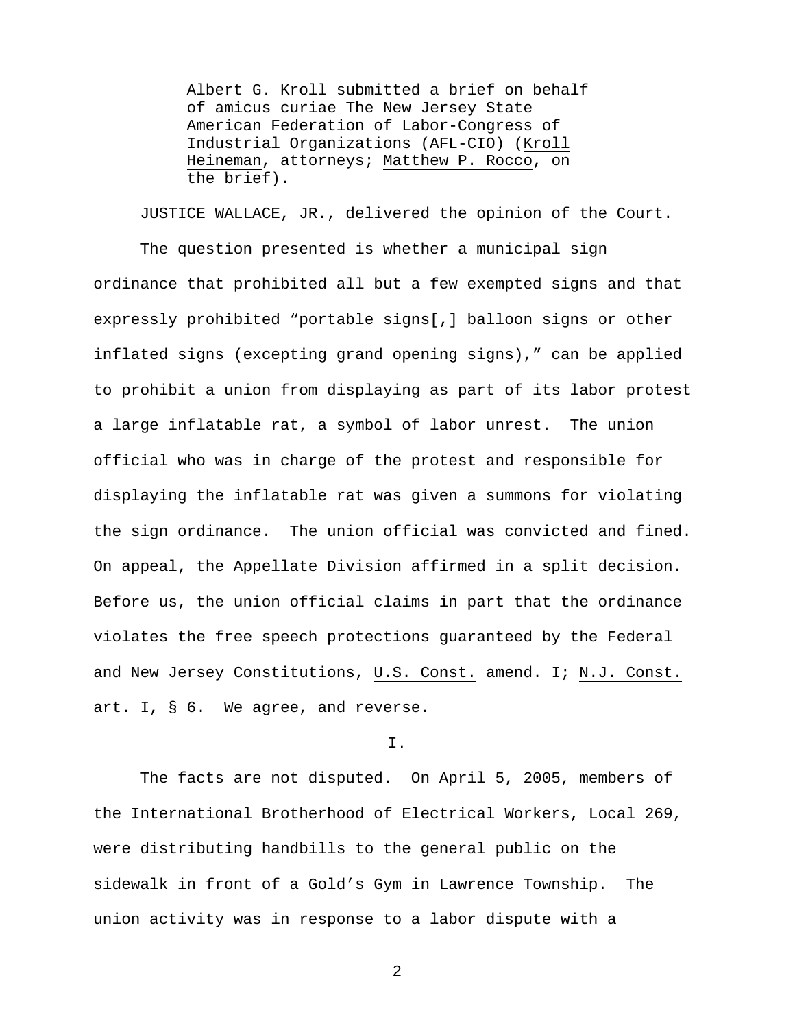Albert G. Kroll submitted a brief on behalf of *amicus curiae* The New Jersey State American Federation of Labor-Congress of Industrial Organizations (AFL-CIO) (Kroll Heineman, attorneys; Matthew P. Rocco, on the brief).

JUSTICE WALLACE, JR., delivered the opinion of the Court.

The question presented is whether a municipal sign ordinance that prohibited all but a few exempted signs and that expressly prohibited "portable signs[,] balloon signs or other inflated signs (excepting grand opening signs)," can be applied to prohibit a union from displaying as part of its labor protest a large inflatable rat, a symbol of labor unrest. The union official who was in charge of the protest and responsible for displaying the inflatable rat was given a summons for violating the sign ordinance. The union official was convicted and fined. On appeal, the Appellate Division affirmed in a split decision. Before us, the union official claims in part that the ordinance violates the free speech protections guaranteed by the Federal and New Jersey Constitutions, U.S. Const. amend. I; N.J. Const. art. I, § 6. We agree, and reverse.

## I.

The facts are not disputed. On April 5, 2005, members of the International Brotherhood of Electrical Workers, Local 269, were distributing handbills to the general public on the sidewalk in front of a Gold's Gym in Lawrence Township. The union activity was in response to a labor dispute with a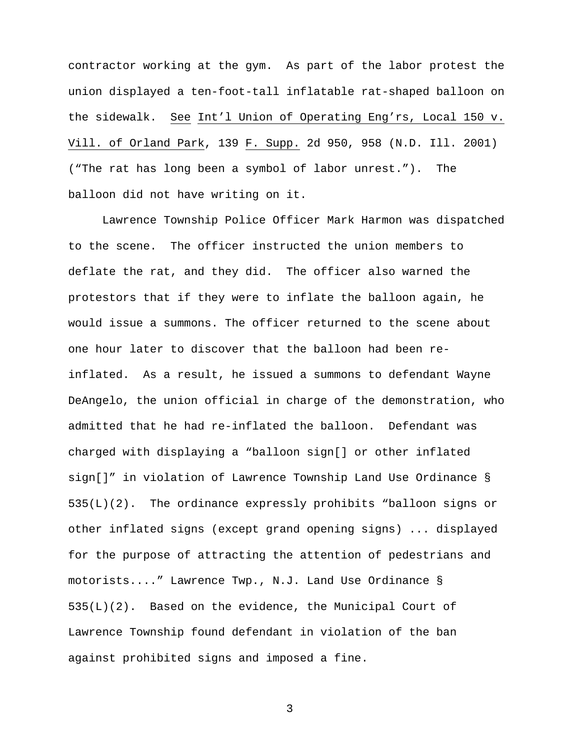contractor working at the gym. As part of the labor protest the union displayed a ten-foot-tall inflatable rat-shaped balloon on the sidewalk. See Int'l Union of Operating Eng'rs, Local 150 v. Vill. of Orland Park, 139 F. Supp. 2d 950, 958 (N.D. Ill. 2001) ("The rat has long been a symbol of labor unrest."). The balloon did not have writing on it.

Lawrence Township Police Officer Mark Harmon was dispatched to the scene. The officer instructed the union members to deflate the rat, and they did. The officer also warned the protestors that if they were to inflate the balloon again, he would issue a summons. The officer returned to the scene about one hour later to discover that the balloon had been re-inflated. As a result, he issued a summons to defendant Wayne DeAngelo, the union official in charge of the demonstration, who admitted that he had re-inflated the balloon. Defendant was charged with displaying a "balloon sign[] or other inflated sign[]" in violation of Lawrence Township Land Use Ordinance § 535(L)(2). The ordinance expressly prohibits "balloon signs or other inflated signs (except grand opening signs) ... displayed for the purpose of attracting the attention of pedestrians and motorists...." Lawrence Twp., N.J. Land Use Ordinance § 535(L)(2). Based on the evidence, the Municipal Court of Lawrence Township found defendant in violation of the ban against prohibited signs and imposed a fine.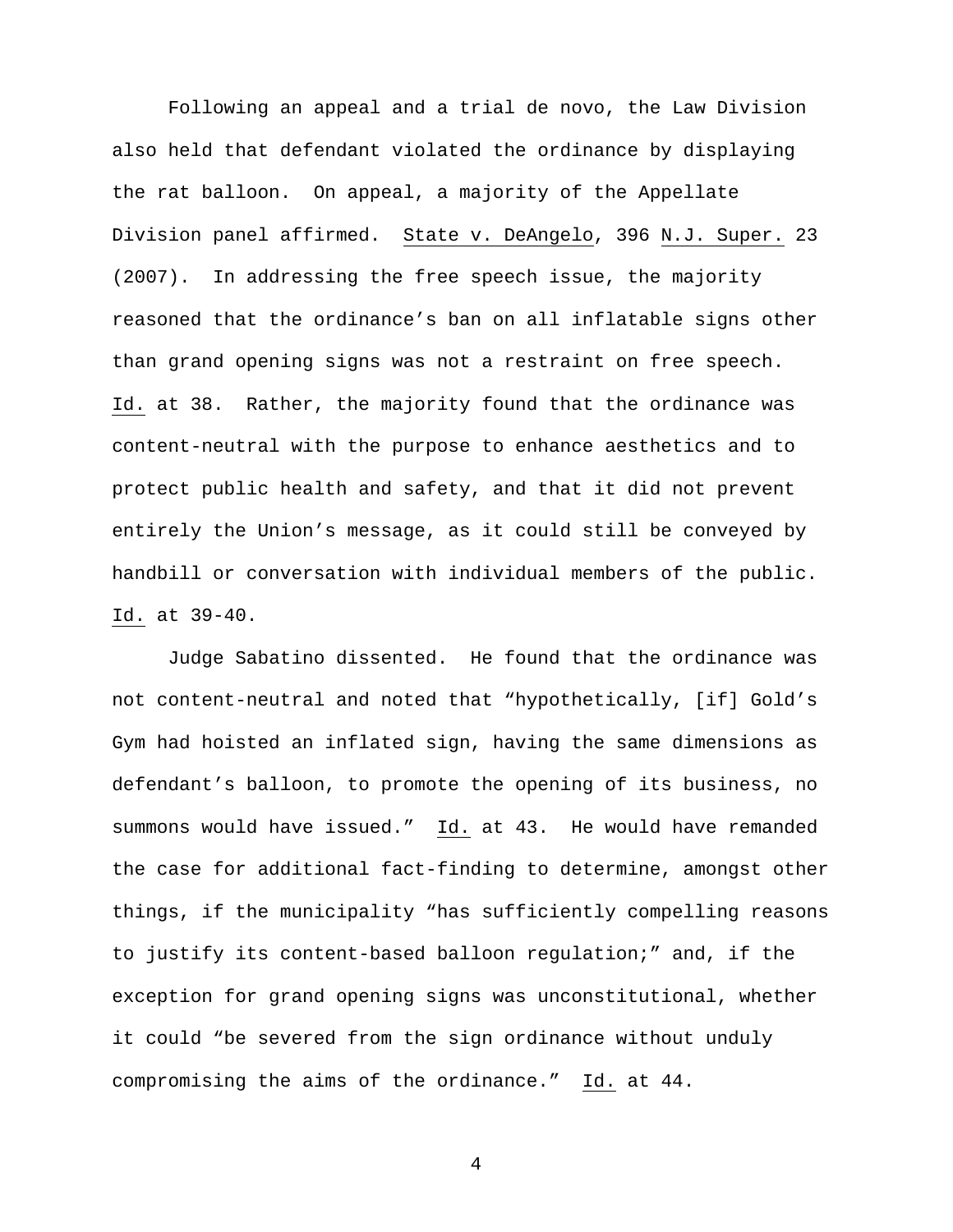Following an appeal and a trial de novo, the Law Division also held that defendant violated the ordinance by displaying the rat balloon. On appeal, a majority of the Appellate Division panel affirmed. State v. DeAngelo, 396 N.J. Super. 23 (2007). In addressing the free speech issue, the majority reasoned that the ordinance's ban on all inflatable signs other than grand opening signs was not a restraint on free speech. Id. at 38. Rather, the majority found that the ordinance was content-neutral with the purpose to enhance aesthetics and to protect public health and safety, and that it did not prevent entirely the Union's message, as it could still be conveyed by handbill or conversation with individual members of the public. Id. at 39-40.

Judge Sabatino dissented. He found that the ordinance was not content-neutral and noted that "hypothetically, [if] Gold's Gym had hoisted an inflated sign, having the same dimensions as defendant's balloon, to promote the opening of its business, no summons would have issued." Id. at 43. He would have remanded the case for additional fact-finding to determine, amongst other things, if the municipality "has sufficiently compelling reasons to justify its content-based balloon regulation;" and, if the exception for grand opening signs was unconstitutional, whether it could "be severed from the sign ordinance without unduly compromising the aims of the ordinance." Id. at 44.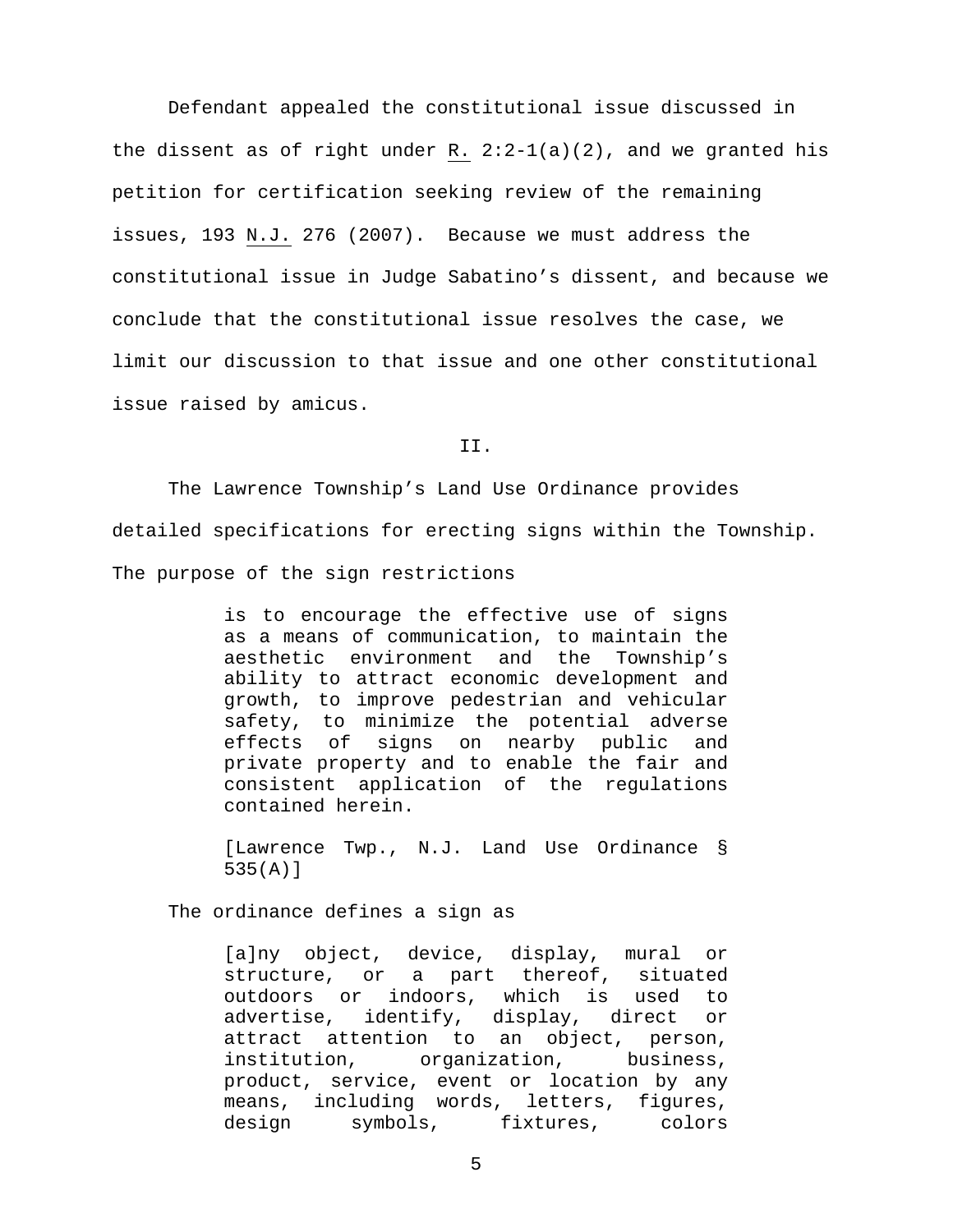Defendant appealed the constitutional issue discussed in the dissent as of right under R. 2:2-1(a)(2), and we granted his petition for certification seeking review of the remaining issues, 193 N.J. 276 (2007). Because we must address the constitutional issue in Judge Sabatino's dissent, and because we conclude that the constitutional issue resolves the case, we limit our discussion to that issue and one other constitutional issue raised by amicus.

II.

The Lawrence Township's Land Use Ordinance provides detailed specifications for erecting signs within the Township. The purpose of the sign restrictions

> is to encourage the effective use of signs as a means of communication, to maintain the aesthetic environment and the Township's ability to attract economic development and growth, to improve pedestrian and vehicular safety, to minimize the potential adverse effects of signs on nearby public and private property and to enable the fair and consistent application of the regulations contained herein.
>
> [Lawrence Twp., N.J. Land Use Ordinance § 535(A)]

The ordinance defines a sign as

> [a]ny object, device, display, mural or structure, or a part thereof, situated outdoors or indoors, which is used to advertise, identify, display, direct or attract attention to an object, person, institution, organization, business, product, service, event or location by any means, including words, letters, figures, design symbols, fixtures, colors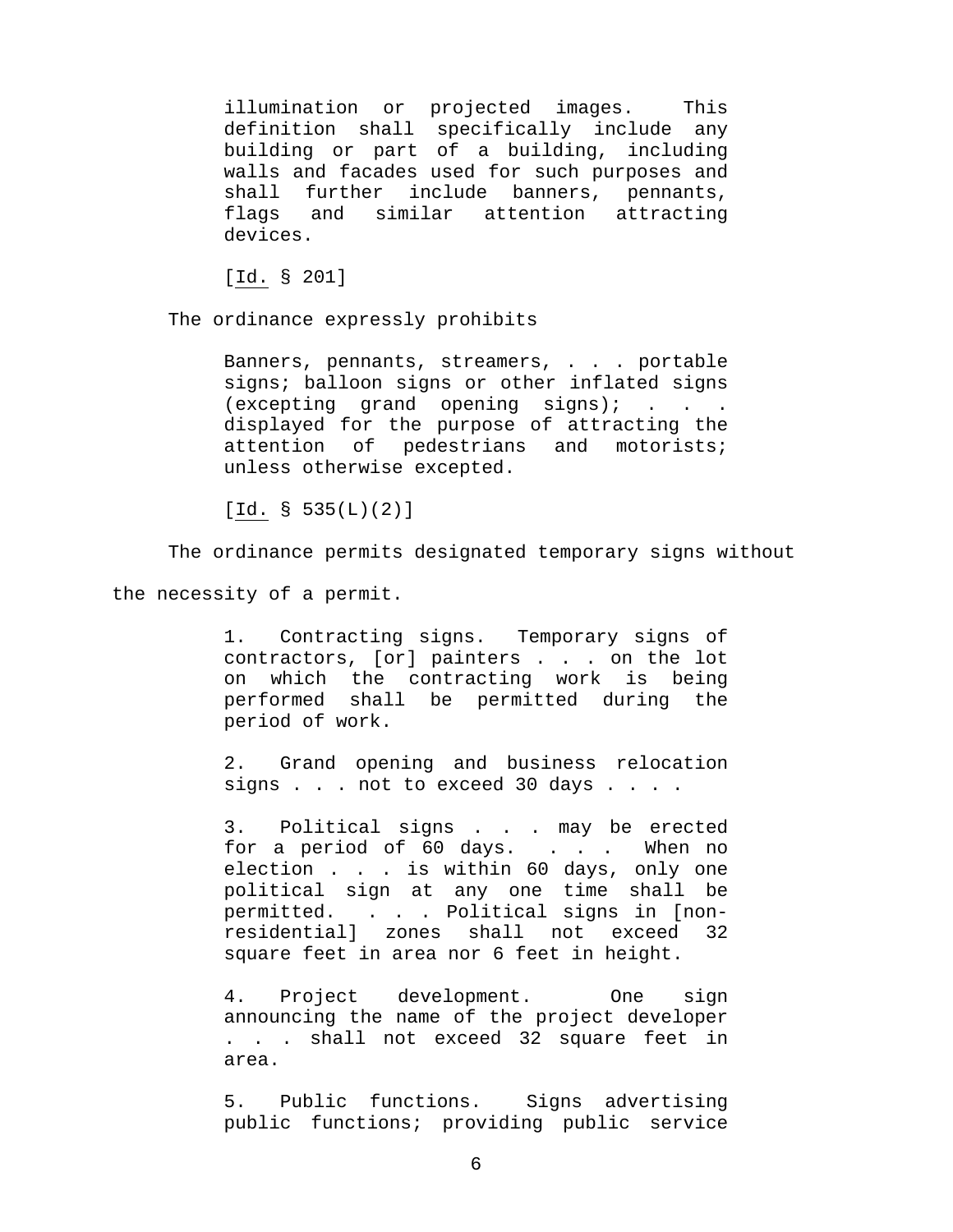> illumination or projected images. This definition shall specifically include any building or part of a building, including walls and facades used for such purposes and shall further include banners, pennants, flags and similar attention attracting devices.
>
> [Id. § 201]

The ordinance expressly prohibits

> Banners, pennants, streamers, . . . portable signs; balloon signs or other inflated signs (excepting grand opening signs); . . . displayed for the purpose of attracting the attention of pedestrians and motorists; unless otherwise excepted.
>
> [Id. § 535(L)(2)]

The ordinance permits designated temporary signs without the necessity of a permit.

> 1. Contracting signs. Temporary signs of contractors, [or] painters . . . on the lot on which the contracting work is being performed shall be permitted during the period of work.
>
> 2. Grand opening and business relocation signs . . . not to exceed 30 days . . . .
>
> 3. Political signs . . . may be erected for a period of 60 days. . . . When no election . . . is within 60 days, only one political sign at any one time shall be permitted. . . . Political signs in [non-residential] zones shall not exceed 32 square feet in area nor 6 feet in height.
>
> 4. Project development. One sign announcing the name of the project developer . . . shall not exceed 32 square feet in area.
>
> 5. Public functions. Signs advertising public functions; providing public service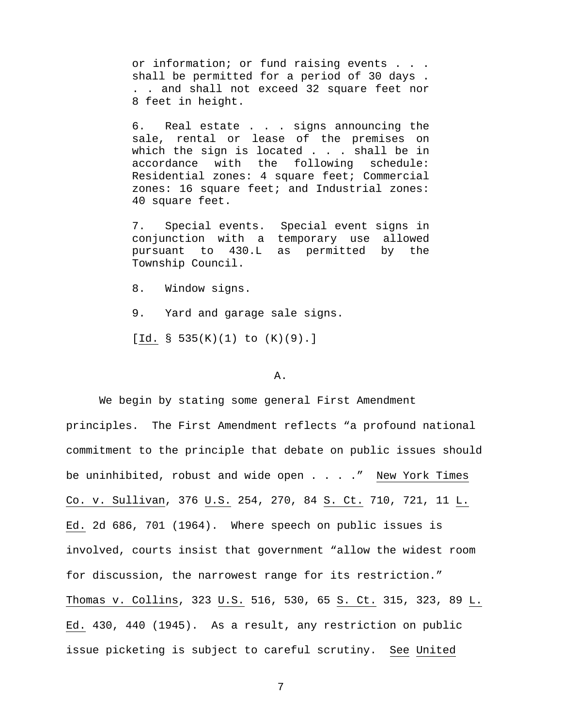> or information; or fund raising events . . . shall be permitted for a period of 30 days . . . and shall not exceed 32 square feet nor 8 feet in height.
>
> 6. Real estate . . . signs announcing the sale, rental or lease of the premises on which the sign is located . . . shall be in accordance with the following schedule: Residential zones: 4 square feet; Commercial zones: 16 square feet; and Industrial zones: 40 square feet.
>
> 7. Special events. Special event signs in conjunction with a temporary use allowed pursuant to 430.L as permitted by the Township Council.
>
> 8. Window signs.
>
> 9. Yard and garage sale signs.
>
> [Id. § 535(K)(1) to (K)(9).]

A.

We begin by stating some general First Amendment principles. The First Amendment reflects "a profound national commitment to the principle that debate on public issues should be uninhibited, robust and wide open . . . ." New York Times Co. v. Sullivan, 376 U.S. 254, 270, 84 S. Ct. 710, 721, 11 L. Ed. 2d 686, 701 (1964). Where speech on public issues is involved, courts insist that government "allow the widest room for discussion, the narrowest range for its restriction." Thomas v. Collins, 323 U.S. 516, 530, 65 S. Ct. 315, 323, 89 L. Ed. 430, 440 (1945). As a result, any restriction on public issue picketing is subject to careful scrutiny. See United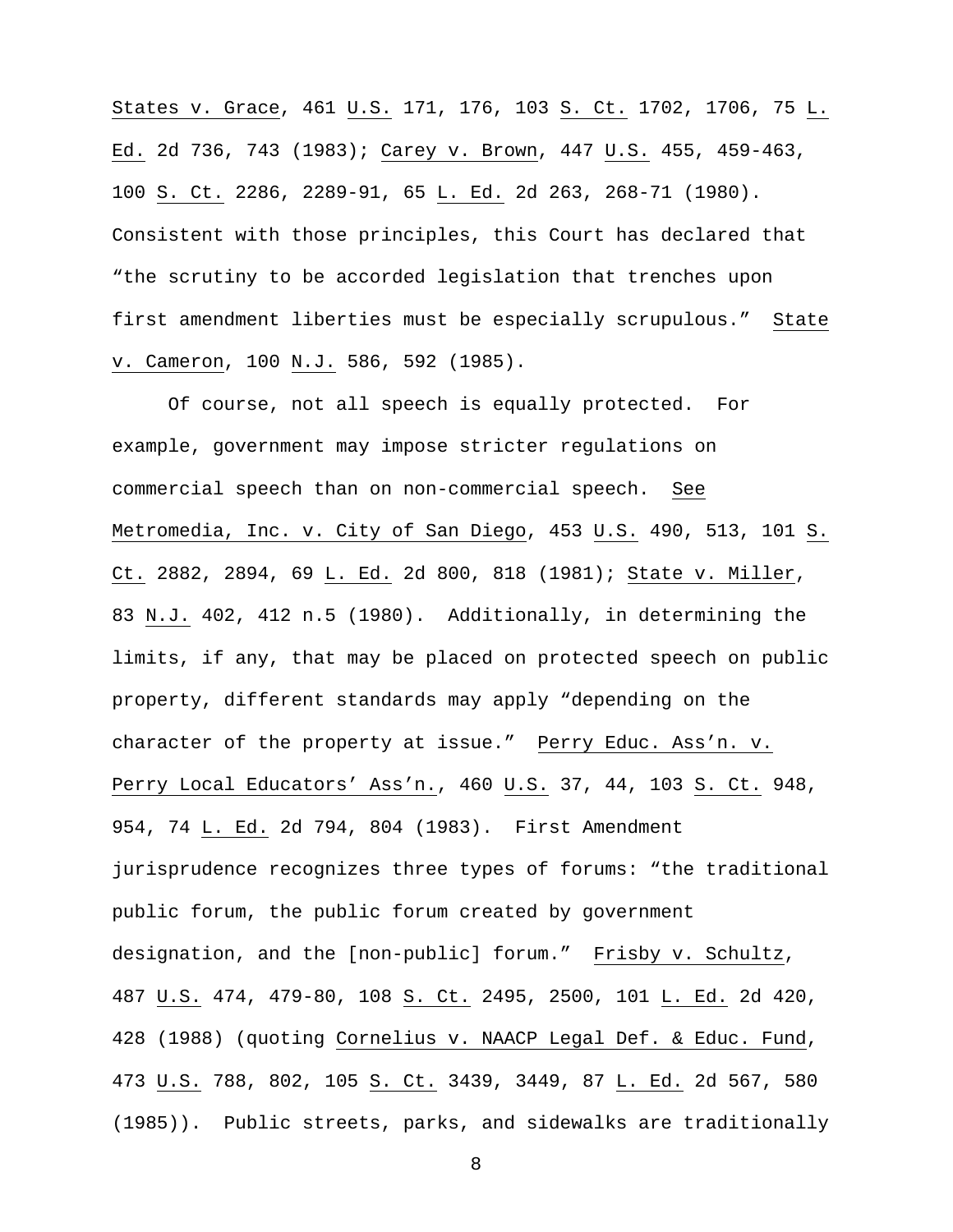States v. Grace, 461 U.S. 171, 176, 103 S. Ct. 1702, 1706, 75 L. Ed. 2d 736, 743 (1983); Carey v. Brown, 447 U.S. 455, 459-463, 100 S. Ct. 2286, 2289-91, 65 L. Ed. 2d 263, 268-71 (1980). Consistent with those principles, this Court has declared that "the scrutiny to be accorded legislation that trenches upon first amendment liberties must be especially scrupulous." State v. Cameron, 100 N.J. 586, 592 (1985).

Of course, not all speech is equally protected. For example, government may impose stricter regulations on commercial speech than on non-commercial speech. See Metromedia, Inc. v. City of San Diego, 453 U.S. 490, 513, 101 S. Ct. 2882, 2894, 69 L. Ed. 2d 800, 818 (1981); State v. Miller, 83 N.J. 402, 412 n.5 (1980). Additionally, in determining the limits, if any, that may be placed on protected speech on public property, different standards may apply "depending on the character of the property at issue." Perry Educ. Ass'n. v. Perry Local Educators' Ass'n., 460 U.S. 37, 44, 103 S. Ct. 948, 954, 74 L. Ed. 2d 794, 804 (1983). First Amendment jurisprudence recognizes three types of forums: "the traditional public forum, the public forum created by government designation, and the [non-public] forum." Frisby v. Schultz, 487 U.S. 474, 479-80, 108 S. Ct. 2495, 2500, 101 L. Ed. 2d 420, 428 (1988) (quoting Cornelius v. NAACP Legal Def. & Educ. Fund, 473 U.S. 788, 802, 105 S. Ct. 3439, 3449, 87 L. Ed. 2d 567, 580 (1985)). Public streets, parks, and sidewalks are traditionally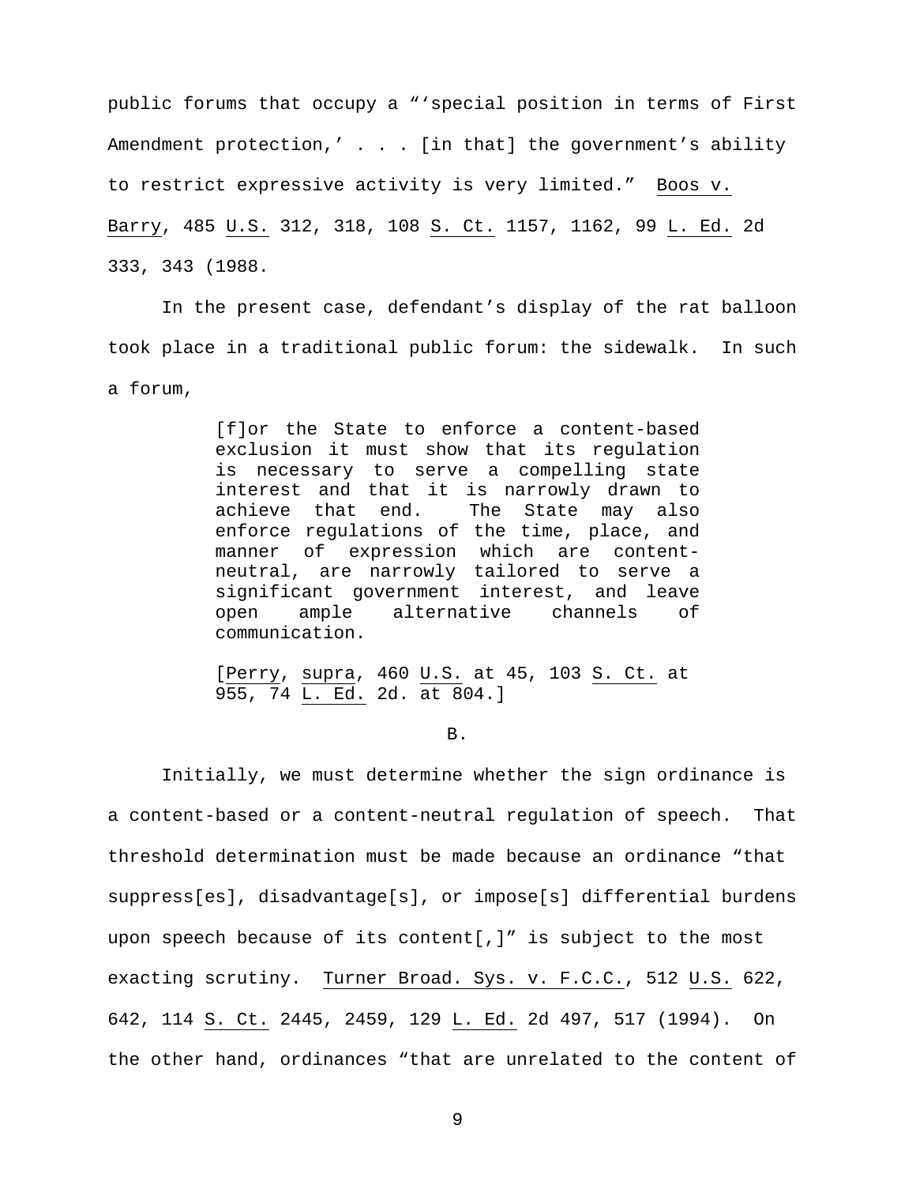public forums that occupy a "'special position in terms of First Amendment protection,' . . . [in that] the government's ability to restrict expressive activity is very limited." Boos v. Barry, 485 U.S. 312, 318, 108 S. Ct. 1157, 1162, 99 L. Ed. 2d 333, 343 (1988.

In the present case, defendant's display of the rat balloon took place in a traditional public forum: the sidewalk. In such a forum,

> [f]or the State to enforce a content-based exclusion it must show that its regulation is necessary to serve a compelling state interest and that it is narrowly drawn to achieve that end. The State may also enforce regulations of the time, place, and manner of expression which are content-neutral, are narrowly tailored to serve a significant government interest, and leave open ample alternative channels of communication.
>
> [Perry, supra, 460 U.S. at 45, 103 S. Ct. at 955, 74 L. Ed. 2d. at 804.]

B.

Initially, we must determine whether the sign ordinance is a content-based or a content-neutral regulation of speech. That threshold determination must be made because an ordinance "that suppress[es], disadvantage[s], or impose[s] differential burdens upon speech because of its content[,]" is subject to the most exacting scrutiny. Turner Broad. Sys. v. F.C.C., 512 U.S. 622, 642, 114 S. Ct. 2445, 2459, 129 L. Ed. 2d 497, 517 (1994). On the other hand, ordinances "that are unrelated to the content of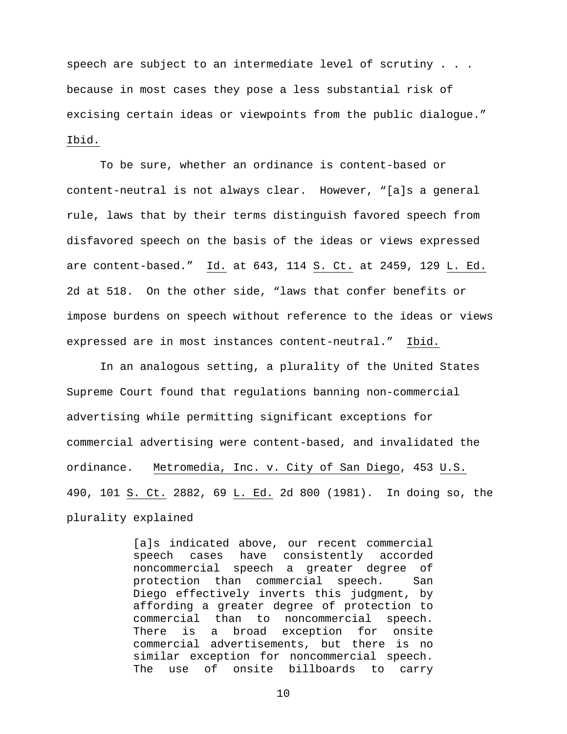speech are subject to an intermediate level of scrutiny . . . because in most cases they pose a less substantial risk of excising certain ideas or viewpoints from the public dialogue." Ibid.

To be sure, whether an ordinance is content-based or content-neutral is not always clear. However, "[a]s a general rule, laws that by their terms distinguish favored speech from disfavored speech on the basis of the ideas or views expressed are content-based." Id. at 643, 114 S. Ct. at 2459, 129 L. Ed. 2d at 518. On the other side, "laws that confer benefits or impose burdens on speech without reference to the ideas or views expressed are in most instances content-neutral." Ibid.

In an analogous setting, a plurality of the United States Supreme Court found that regulations banning non-commercial advertising while permitting significant exceptions for commercial advertising were content-based, and invalidated the ordinance. Metromedia, Inc. v. City of San Diego, 453 U.S. 490, 101 S. Ct. 2882, 69 L. Ed. 2d 800 (1981). In doing so, the plurality explained

> [a]s indicated above, our recent commercial speech cases have consistently accorded noncommercial speech a greater degree of protection than commercial speech. San Diego effectively inverts this judgment, by affording a greater degree of protection to commercial than to noncommercial speech. There is a broad exception for onsite commercial advertisements, but there is no similar exception for noncommercial speech. The use of onsite billboards to carry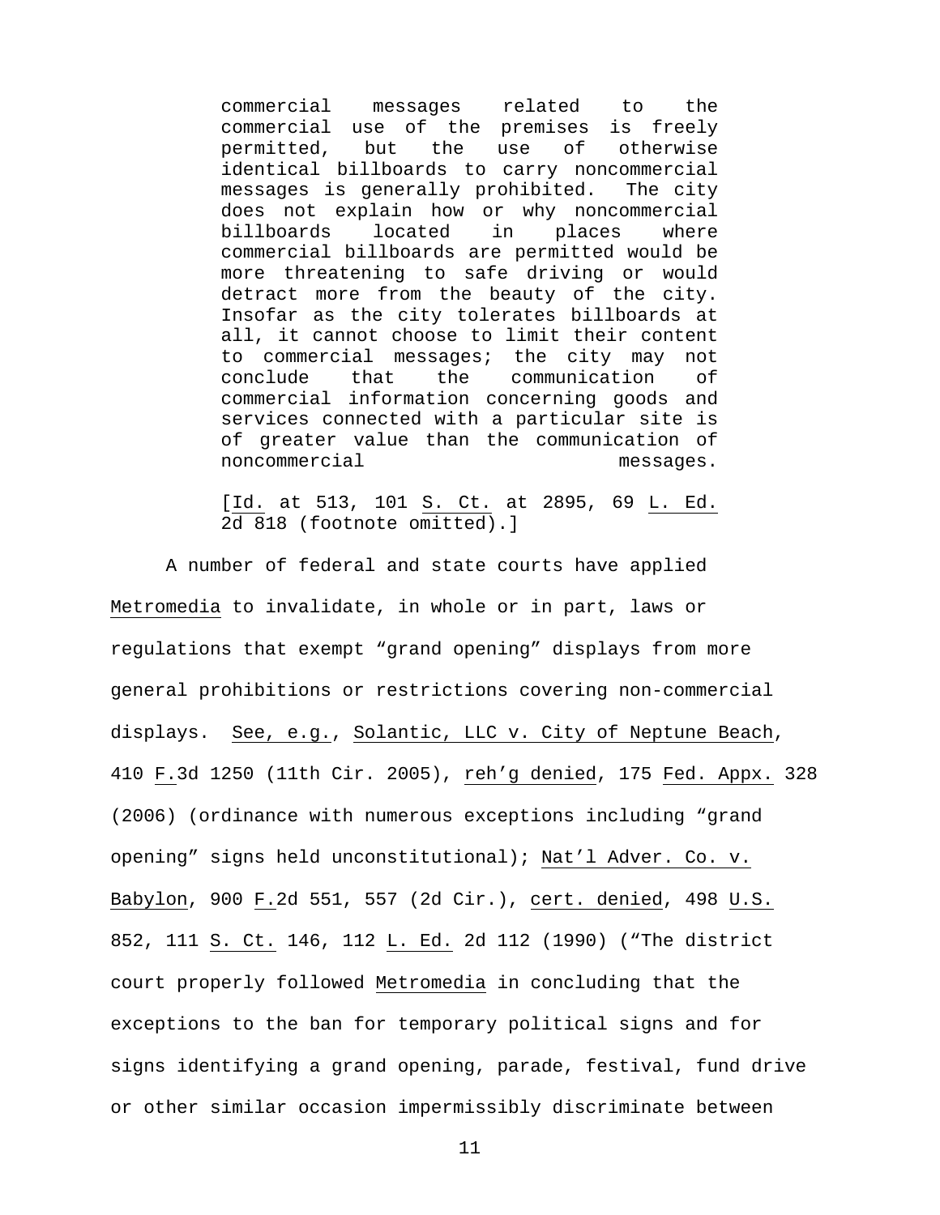> commercial messages related to the commercial use of the premises is freely permitted, but the use of otherwise identical billboards to carry noncommercial messages is generally prohibited. The city does not explain how or why noncommercial billboards located in places where commercial billboards are permitted would be more threatening to safe driving or would detract more from the beauty of the city. Insofar as the city tolerates billboards at all, it cannot choose to limit their content to commercial messages; the city may not conclude that the communication of commercial information concerning goods and services connected with a particular site is of greater value than the communication of noncommercial messages.
>
> [Id. at 513, 101 S. Ct. at 2895, 69 L. Ed. 2d 818 (footnote omitted).]

A number of federal and state courts have applied Metromedia to invalidate, in whole or in part, laws or regulations that exempt "grand opening" displays from more general prohibitions or restrictions covering non-commercial displays. See, e.g., Solantic, LLC v. City of Neptune Beach, 410 F.3d 1250 (11th Cir. 2005), reh'g denied, 175 Fed. Appx. 328 (2006) (ordinance with numerous exceptions including "grand opening" signs held unconstitutional); Nat'l Adver. Co. v. Babylon, 900 F.2d 551, 557 (2d Cir.), cert. denied, 498 U.S. 852, 111 S. Ct. 146, 112 L. Ed. 2d 112 (1990) ("The district court properly followed Metromedia in concluding that the exceptions to the ban for temporary political signs and for signs identifying a grand opening, parade, festival, fund drive or other similar occasion impermissibly discriminate between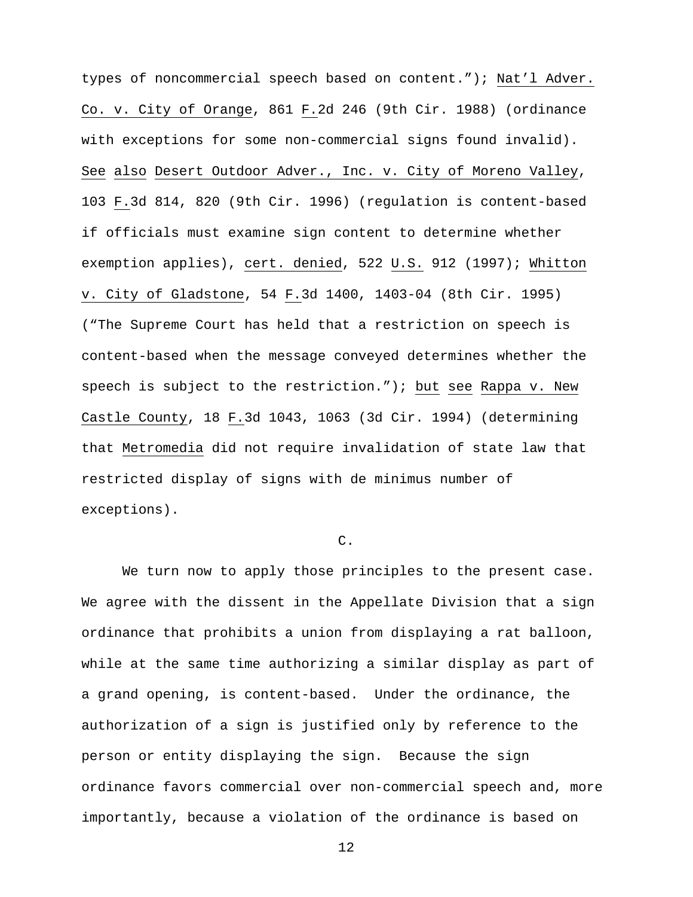types of noncommercial speech based on content."); Nat'l Adver. Co. v. City of Orange, 861 F.2d 246 (9th Cir. 1988) (ordinance with exceptions for some non-commercial signs found invalid). See also Desert Outdoor Adver., Inc. v. City of Moreno Valley, 103 F.3d 814, 820 (9th Cir. 1996) (regulation is content-based if officials must examine sign content to determine whether exemption applies), cert. denied, 522 U.S. 912 (1997); Whitton v. City of Gladstone, 54 F.3d 1400, 1403-04 (8th Cir. 1995) ("The Supreme Court has held that a restriction on speech is content-based when the message conveyed determines whether the speech is subject to the restriction."); but see Rappa v. New Castle County, 18 F.3d 1043, 1063 (3d Cir. 1994) (determining that Metromedia did not require invalidation of state law that restricted display of signs with de minimus number of exceptions).

C.

We turn now to apply those principles to the present case. We agree with the dissent in the Appellate Division that a sign ordinance that prohibits a union from displaying a rat balloon, while at the same time authorizing a similar display as part of a grand opening, is content-based. Under the ordinance, the authorization of a sign is justified only by reference to the person or entity displaying the sign. Because the sign ordinance favors commercial over non-commercial speech and, more importantly, because a violation of the ordinance is based on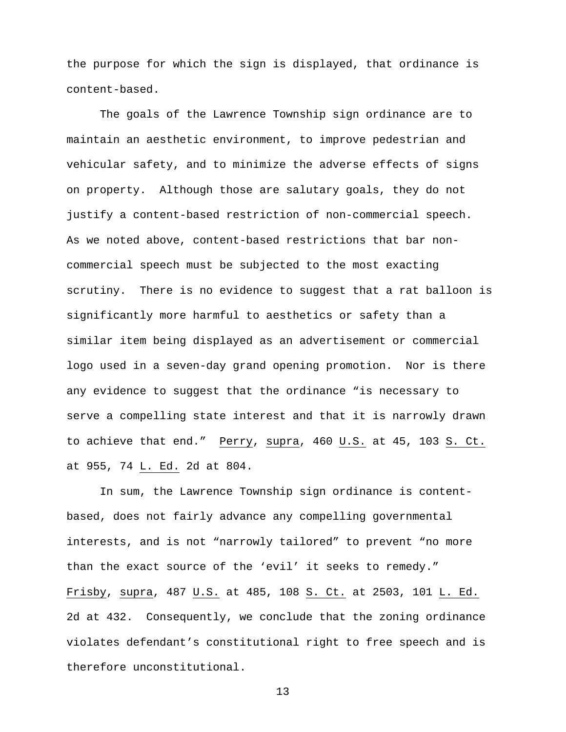the purpose for which the sign is displayed, that ordinance is content-based.

The goals of the Lawrence Township sign ordinance are to maintain an aesthetic environment, to improve pedestrian and vehicular safety, and to minimize the adverse effects of signs on property. Although those are salutary goals, they do not justify a content-based restriction of non-commercial speech. As we noted above, content-based restrictions that bar non-commercial speech must be subjected to the most exacting scrutiny. There is no evidence to suggest that a rat balloon is significantly more harmful to aesthetics or safety than a similar item being displayed as an advertisement or commercial logo used in a seven-day grand opening promotion. Nor is there any evidence to suggest that the ordinance "is necessary to serve a compelling state interest and that it is narrowly drawn to achieve that end." Perry, supra, 460 U.S. at 45, 103 S. Ct. at 955, 74 L. Ed. 2d at 804.

In sum, the Lawrence Township sign ordinance is content-based, does not fairly advance any compelling governmental interests, and is not "narrowly tailored" to prevent "no more than the exact source of the 'evil' it seeks to remedy." Frisby, supra, 487 U.S. at 485, 108 S. Ct. at 2503, 101 L. Ed. 2d at 432. Consequently, we conclude that the zoning ordinance violates defendant's constitutional right to free speech and is therefore unconstitutional.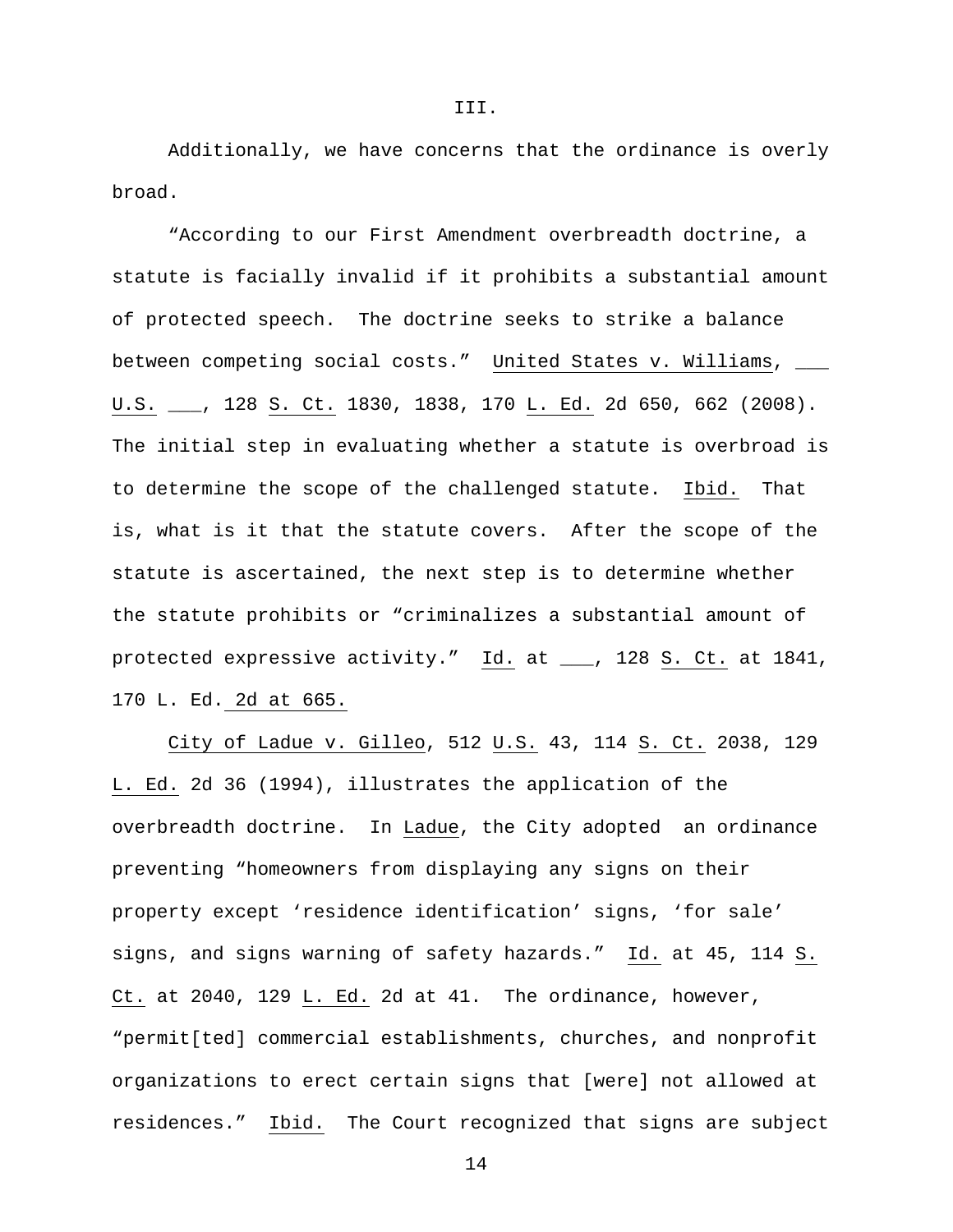III.

Additionally, we have concerns that the ordinance is overly broad.

"According to our First Amendment overbreadth doctrine, a statute is facially invalid if it prohibits a substantial amount of protected speech. The doctrine seeks to strike a balance between competing social costs." United States v. Williams, ___ U.S. ___, 128 S. Ct. 1830, 1838, 170 L. Ed. 2d 650, 662 (2008). The initial step in evaluating whether a statute is overbroad is to determine the scope of the challenged statute. Ibid. That is, what is it that the statute covers. After the scope of the statute is ascertained, the next step is to determine whether the statute prohibits or "criminalizes a substantial amount of protected expressive activity." Id. at ___, 128 S. Ct. at 1841, 170 L. Ed. 2d at 665.

City of Ladue v. Gilleo, 512 U.S. 43, 114 S. Ct. 2038, 129 L. Ed. 2d 36 (1994), illustrates the application of the overbreadth doctrine. In Ladue, the City adopted an ordinance preventing "homeowners from displaying any signs on their property except 'residence identification' signs, 'for sale' signs, and signs warning of safety hazards." Id. at 45, 114 S. Ct. at 2040, 129 L. Ed. 2d at 41. The ordinance, however, "permit[ted] commercial establishments, churches, and nonprofit organizations to erect certain signs that [were] not allowed at residences." Ibid. The Court recognized that signs are subject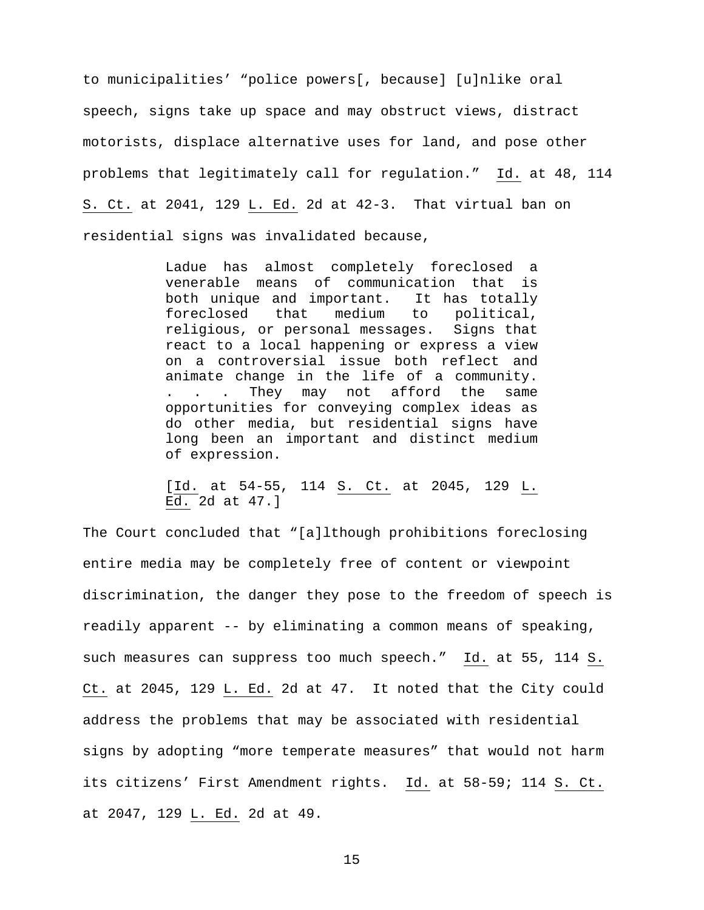to municipalities' "police powers[, because] [u]nlike oral speech, signs take up space and may obstruct views, distract motorists, displace alternative uses for land, and pose other problems that legitimately call for regulation." Id. at 48, 114 S. Ct. at 2041, 129 L. Ed. 2d at 42-3. That virtual ban on residential signs was invalidated because,

> Ladue has almost completely foreclosed a venerable means of communication that is both unique and important. It has totally foreclosed that medium to political, religious, or personal messages. Signs that react to a local happening or express a view on a controversial issue both reflect and animate change in the life of a community. . . . They may not afford the same opportunities for conveying complex ideas as do other media, but residential signs have long been an important and distinct medium of expression.
>
> [Id. at 54-55, 114 S. Ct. at 2045, 129 L. Ed. 2d at 47.]

The Court concluded that "[a]lthough prohibitions foreclosing entire media may be completely free of content or viewpoint discrimination, the danger they pose to the freedom of speech is readily apparent -- by eliminating a common means of speaking, such measures can suppress too much speech." Id. at 55, 114 S. Ct. at 2045, 129 L. Ed. 2d at 47. It noted that the City could address the problems that may be associated with residential signs by adopting "more temperate measures" that would not harm its citizens' First Amendment rights. Id. at 58-59; 114 S. Ct. at 2047, 129 L. Ed. 2d at 49.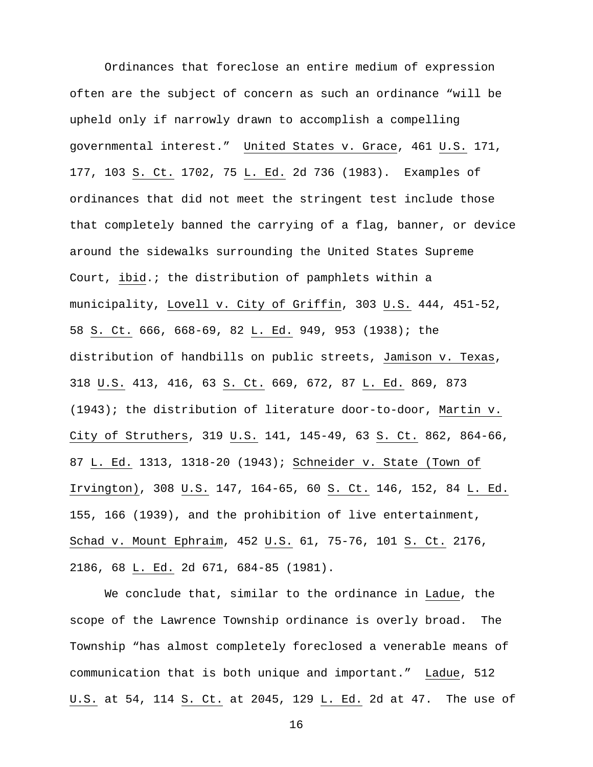Ordinances that foreclose an entire medium of expression often are the subject of concern as such an ordinance "will be upheld only if narrowly drawn to accomplish a compelling governmental interest." United States v. Grace, 461 U.S. 171, 177, 103 S. Ct. 1702, 75 L. Ed. 2d 736 (1983). Examples of ordinances that did not meet the stringent test include those that completely banned the carrying of a flag, banner, or device around the sidewalks surrounding the United States Supreme Court, ibid.; the distribution of pamphlets within a municipality, Lovell v. City of Griffin, 303 U.S. 444, 451-52, 58 S. Ct. 666, 668-69, 82 L. Ed. 949, 953 (1938); the distribution of handbills on public streets, Jamison v. Texas, 318 U.S. 413, 416, 63 S. Ct. 669, 672, 87 L. Ed. 869, 873 (1943); the distribution of literature door-to-door, Martin v. City of Struthers, 319 U.S. 141, 145-49, 63 S. Ct. 862, 864-66, 87 L. Ed. 1313, 1318-20 (1943); Schneider v. State (Town of Irvington), 308 U.S. 147, 164-65, 60 S. Ct. 146, 152, 84 L. Ed. 155, 166 (1939), and the prohibition of live entertainment, Schad v. Mount Ephraim, 452 U.S. 61, 75-76, 101 S. Ct. 2176, 2186, 68 L. Ed. 2d 671, 684-85 (1981).

We conclude that, similar to the ordinance in Ladue, the scope of the Lawrence Township ordinance is overly broad. The Township "has almost completely foreclosed a venerable means of communication that is both unique and important." Ladue, 512 U.S. at 54, 114 S. Ct. at 2045, 129 L. Ed. 2d at 47. The use of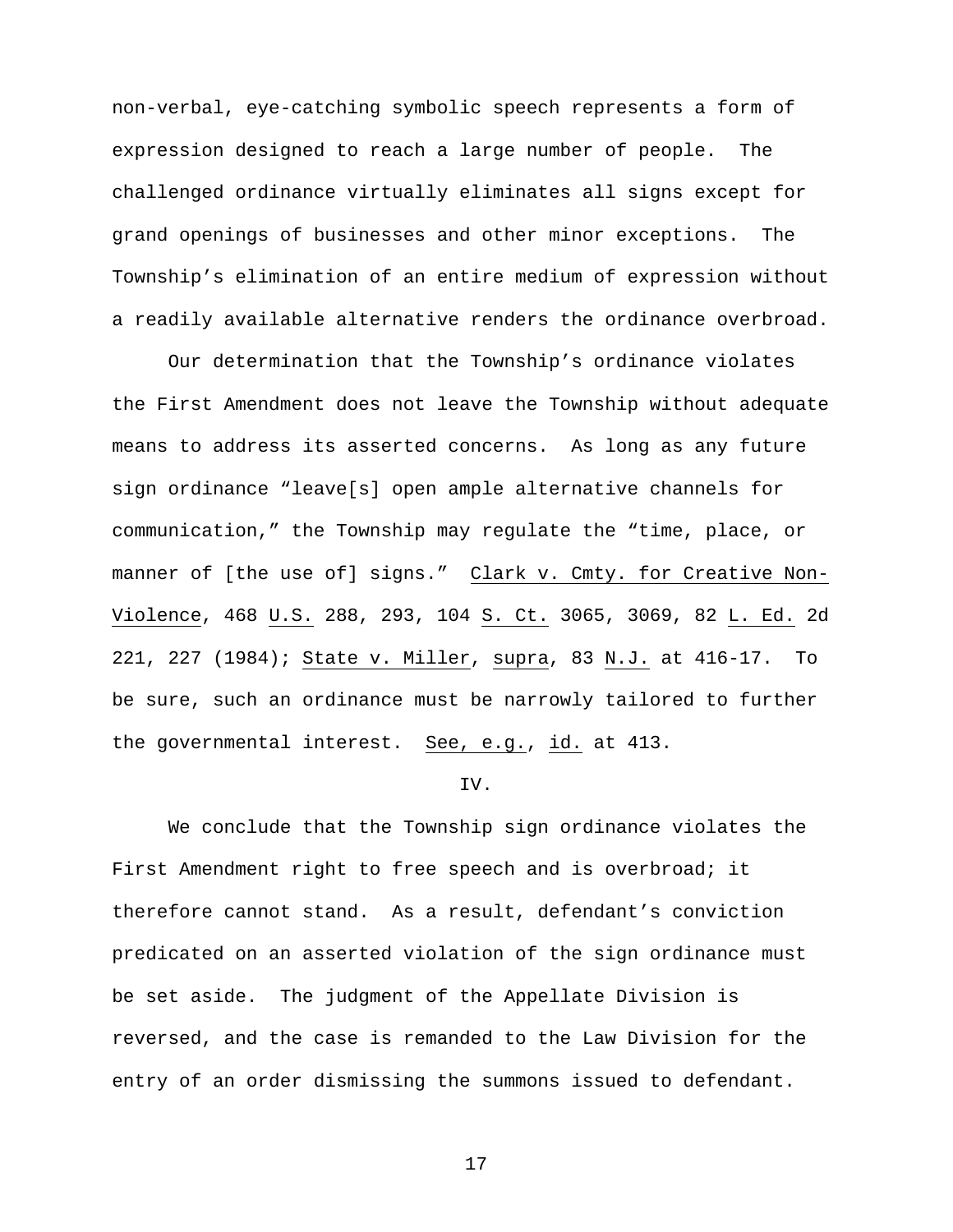non-verbal, eye-catching symbolic speech represents a form of expression designed to reach a large number of people. The challenged ordinance virtually eliminates all signs except for grand openings of businesses and other minor exceptions. The Township's elimination of an entire medium of expression without a readily available alternative renders the ordinance overbroad.

Our determination that the Township's ordinance violates the First Amendment does not leave the Township without adequate means to address its asserted concerns. As long as any future sign ordinance "leave[s] open ample alternative channels for communication," the Township may regulate the "time, place, or manner of [the use of] signs." Clark v. Cmty. for Creative Non-Violence, 468 U.S. 288, 293, 104 S. Ct. 3065, 3069, 82 L. Ed. 2d 221, 227 (1984); State v. Miller, supra, 83 N.J. at 416-17. To be sure, such an ordinance must be narrowly tailored to further the governmental interest. See, e.g., id. at 413.

## IV.

We conclude that the Township sign ordinance violates the First Amendment right to free speech and is overbroad; it therefore cannot stand. As a result, defendant's conviction predicated on an asserted violation of the sign ordinance must be set aside. The judgment of the Appellate Division is reversed, and the case is remanded to the Law Division for the entry of an order dismissing the summons issued to defendant.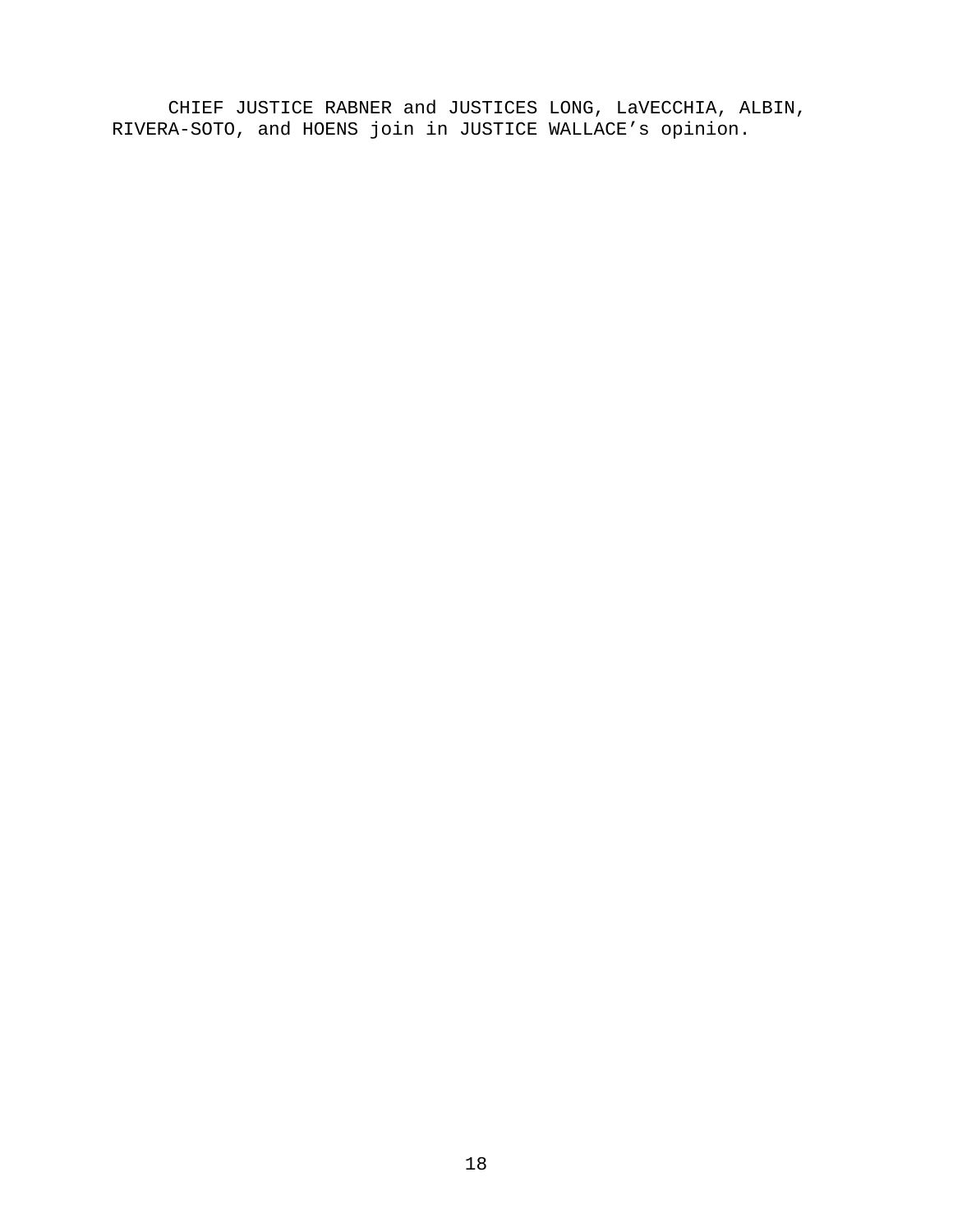CHIEF JUSTICE RABNER and JUSTICES LONG, LaVECCHIA, ALBIN, RIVERA-SOTO, and HOENS join in JUSTICE WALLACE's opinion.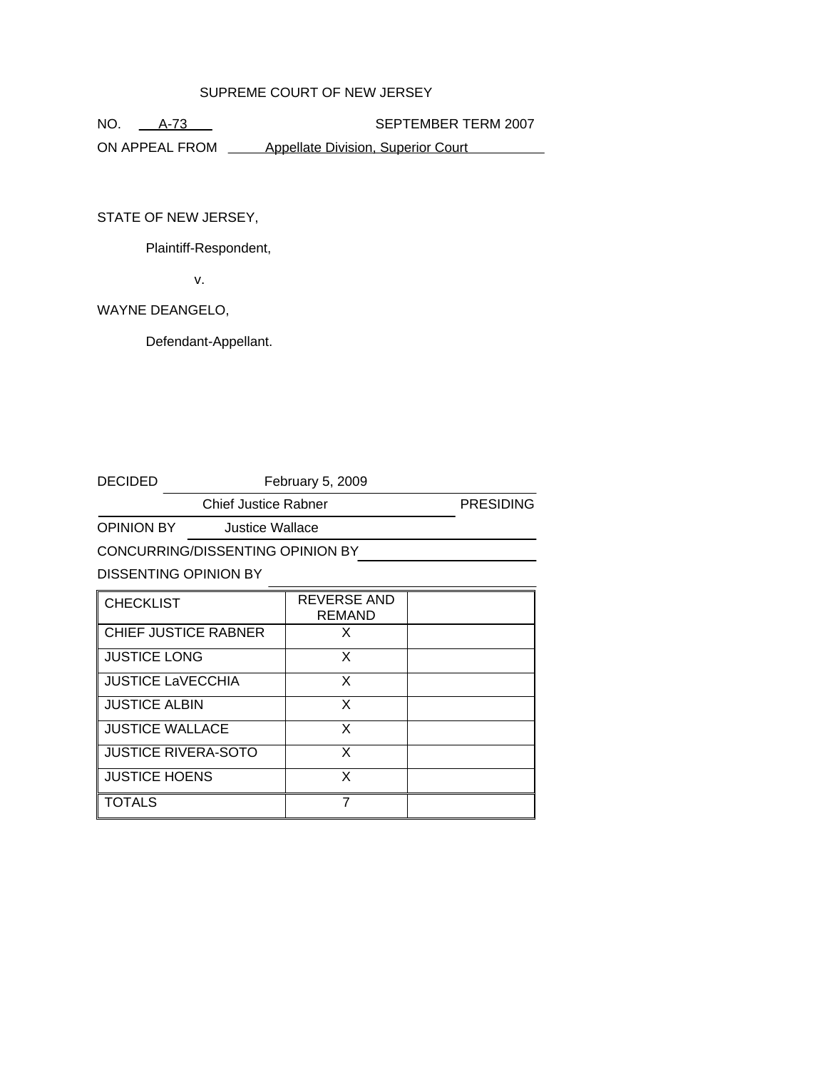SUPREME COURT OF NEW JERSEY

NO. A-73 SEPTEMBER TERM 2007

ON APPEAL FROM Appellate Division, Superior Court

STATE OF NEW JERSEY,

Plaintiff-Respondent,

v.

WAYNE DEANGELO,

Defendant-Appellant.

DECIDED February 5, 2009

Chief Justice Rabner PRESIDING

OPINION BY Justice Wallace

CONCURRING/DISSENTING OPINION BY

DISSENTING OPINION BY

| CHECKLIST | REVERSE AND REMAND | |
|---|---|---|
| CHIEF JUSTICE RABNER | X | |
| JUSTICE LONG | X | |
| JUSTICE LaVECCHIA | X | |
| JUSTICE ALBIN | X | |
| JUSTICE WALLACE | X | |
| JUSTICE RIVERA-SOTO | X | |
| JUSTICE HOENS | X | |
| TOTALS | 7 | |